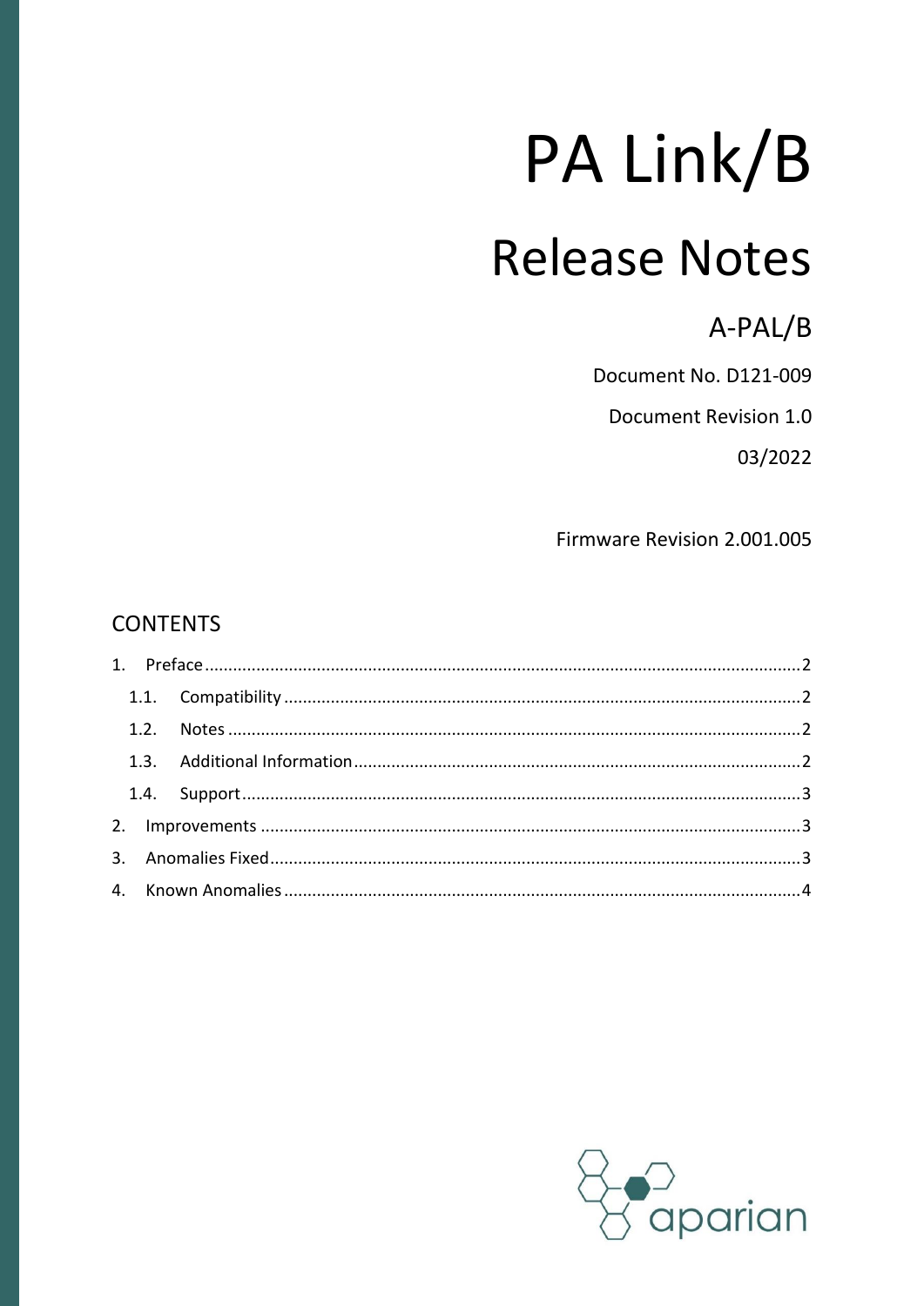# PA Link/B

## Release Notes

### A-PAL/B

Document No. D121-009

Document Revision 1.0

03/2022

Firmware Revision 2.001.005

## CONTENTS

1. Preface ............................................................ 2
   - 1.1. Compatibility ............................................................ 2
   - 1.2. Notes ............................................................ 2
   - 1.3. Additional Information ............................................................ 2
   - 1.4. Support ............................................................ 3
2. Improvements ............................................................ 3
3. Anomalies Fixed ............................................................ 3
4. Known Anomalies ............................................................ 4

aparian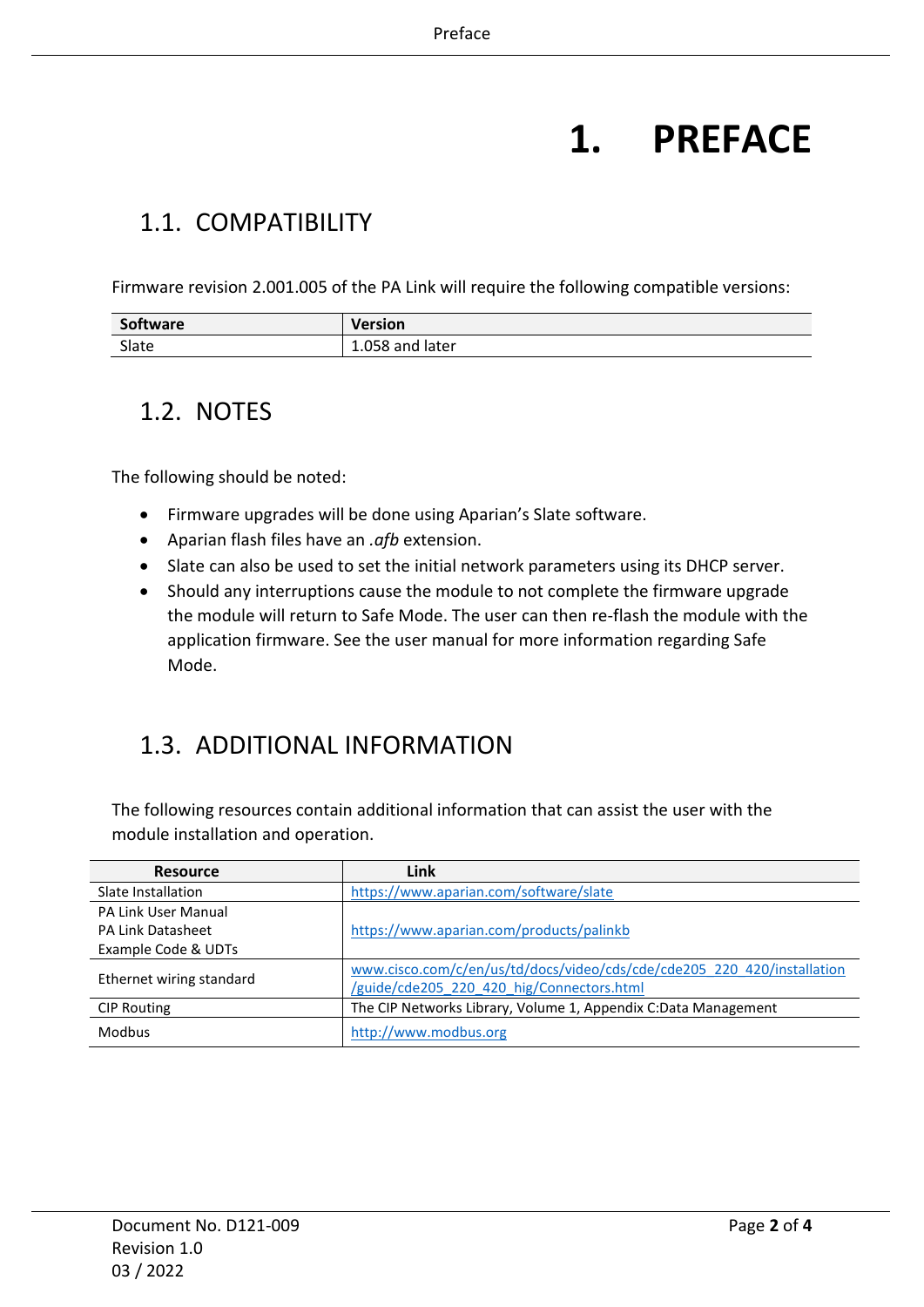# 1. PREFACE

## 1.1. COMPATIBILITY

Firmware revision 2.001.005 of the PA Link will require the following compatible versions:

| Software | Version |
|---|---|
| Slate | 1.058 and later |

## 1.2. NOTES

The following should be noted:

- Firmware upgrades will be done using Aparian's Slate software.
- Aparian flash files have an *.afb* extension.
- Slate can also be used to set the initial network parameters using its DHCP server.
- Should any interruptions cause the module to not complete the firmware upgrade the module will return to Safe Mode. The user can then re-flash the module with the application firmware. See the user manual for more information regarding Safe Mode.

## 1.3. ADDITIONAL INFORMATION

The following resources contain additional information that can assist the user with the module installation and operation.

| Resource | Link |
|---|---|
| Slate Installation | https://www.aparian.com/software/slate |
| PA Link User Manual<br>PA Link Datasheet<br>Example Code & UDTs | https://www.aparian.com/products/palinkb |
| Ethernet wiring standard | www.cisco.com/c/en/us/td/docs/video/cds/cde/cde205_220_420/installation/guide/cde205_220_420_hig/Connectors.html |
| CIP Routing | The CIP Networks Library, Volume 1, Appendix C:Data Management |
| Modbus | http://www.modbus.org |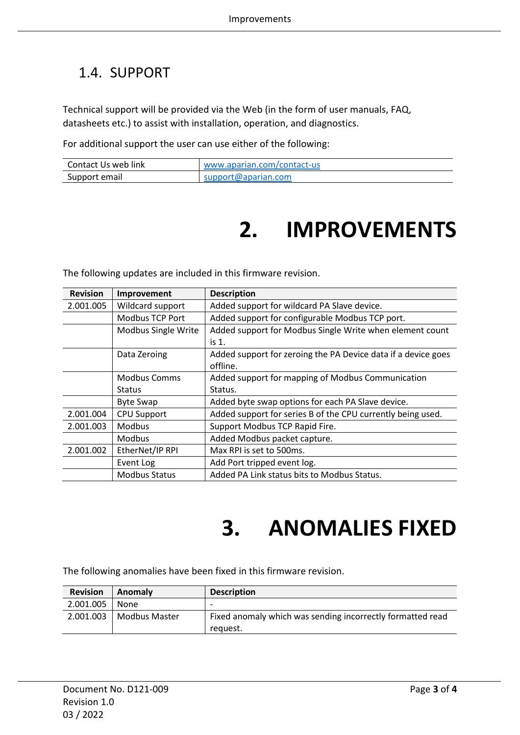## 1.4. SUPPORT

Technical support will be provided via the Web (in the form of user manuals, FAQ, datasheets etc.) to assist with installation, operation, and diagnostics.

For additional support the user can use either of the following:

| | |
|---|---|
| Contact Us web link | www.aparian.com/contact-us |
| Support email | support@aparian.com |

# 2. IMPROVEMENTS

The following updates are included in this firmware revision.

| Revision | Improvement | Description |
|---|---|---|
| 2.001.005 | Wildcard support | Added support for wildcard PA Slave device. |
| | Modbus TCP Port | Added support for configurable Modbus TCP port. |
| | Modbus Single Write | Added support for Modbus Single Write when element count is 1. |
| | Data Zeroing | Added support for zeroing the PA Device data if a device goes offline. |
| | Modbus Comms Status | Added support for mapping of Modbus Communication Status. |
| | Byte Swap | Added byte swap options for each PA Slave device. |
| 2.001.004 | CPU Support | Added support for series B of the CPU currently being used. |
| 2.001.003 | Modbus | Support Modbus TCP Rapid Fire. |
| | Modbus | Added Modbus packet capture. |
| 2.001.002 | EtherNet/IP RPI | Max RPI is set to 500ms. |
| | Event Log | Add Port tripped event log. |
| | Modbus Status | Added PA Link status bits to Modbus Status. |

# 3. ANOMALIES FIXED

The following anomalies have been fixed in this firmware revision.

| Revision | Anomaly | Description |
|---|---|---|
| 2.001.005 | None | - |
| 2.001.003 | Modbus Master | Fixed anomaly which was sending incorrectly formatted read request. |

Document No. D121-009
Revision 1.0
03 / 2022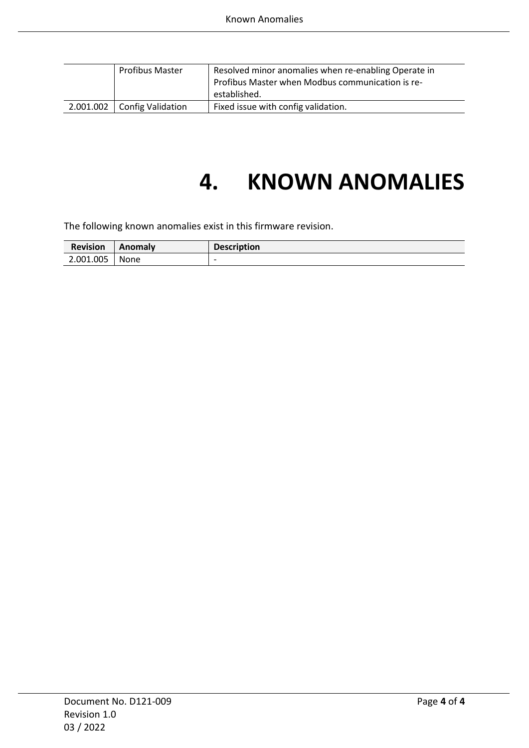| | | |
|---|---|---|
| | Profibus Master | Resolved minor anomalies when re-enabling Operate in Profibus Master when Modbus communication is re-established. |
| 2.001.002 | Config Validation | Fixed issue with config validation. |

# 4. KNOWN ANOMALIES

The following known anomalies exist in this firmware revision.

| Revision | Anomaly | Description |
|---|---|---|
| 2.001.005 | None | - |